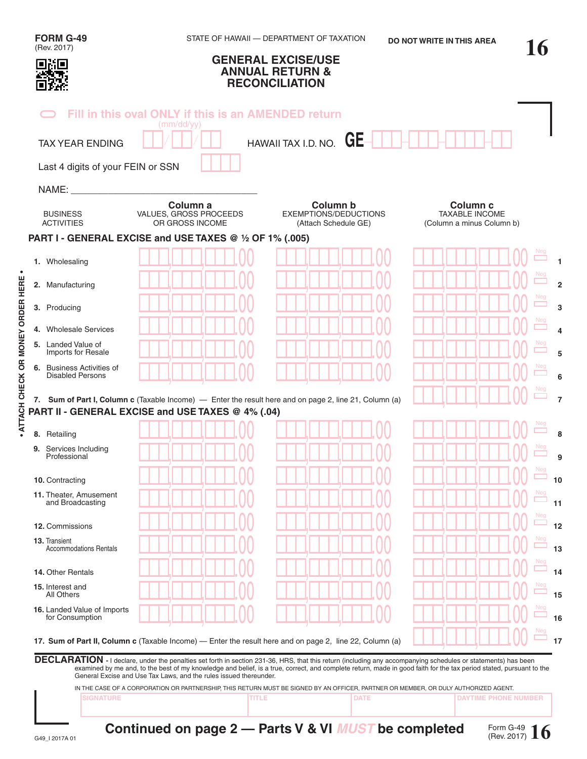**FORM G-49**
(Rev. 2017)

STATE OF HAWAII — DEPARTMENT OF TAXATION

DO NOT WRITE IN THIS AREA

# GENERAL EXCISE/USE ANNUAL RETURN & RECONCILIATION

Fill in this oval ONLY if this is an AMENDED return

TAX YEAR ENDING (mm/dd/yy) ___/___/___

HAWAII TAX I.D. NO. GE ___-___-___-___

Last 4 digits of your FEIN or SSN ____

NAME: ____________________________________

| BUSINESS ACTIVITIES | Column a VALUES, GROSS PROCEEDS OR GROSS INCOME | Column b EXEMPTIONS/DEDUCTIONS (Attach Schedule GE) | Column c TAXABLE INCOME (Column a minus Column b) | Neg | |
|---|---|---|---|---|---|
| **PART I - GENERAL EXCISE and USE TAXES @ ½ OF 1% (.005)** | | | | | |
| 1. Wholesaling | .00 | .00 | .00 | | 1 |
| 2. Manufacturing | .00 | .00 | .00 | | 2 |
| 3. Producing | .00 | .00 | .00 | | 3 |
| 4. Wholesale Services | .00 | .00 | .00 | | 4 |
| 5. Landed Value of Imports for Resale | .00 | .00 | .00 | | 5 |
| 6. Business Activities of Disabled Persons | .00 | .00 | .00 | | 6 |
| 7. **Sum of Part I, Column c** (Taxable Income) — Enter the result here and on page 2, line 21, Column (a) | | | .00 | | 7 |
| **PART II - GENERAL EXCISE and USE TAXES @ 4% (.04)** | | | | | |
| 8. Retailing | .00 | .00 | .00 | | 8 |
| 9. Services Including Professional | .00 | .00 | .00 | | 9 |
| 10. Contracting | .00 | .00 | .00 | | 10 |
| 11. Theater, Amusement and Broadcasting | .00 | .00 | .00 | | 11 |
| 12. Commissions | .00 | .00 | .00 | | 12 |
| 13. Transient Accommodations Rentals | .00 | .00 | .00 | | 13 |
| 14. Other Rentals | .00 | .00 | .00 | | 14 |
| 15. Interest and All Others | .00 | .00 | .00 | | 15 |
| 16. Landed Value of Imports for Consumption | .00 | .00 | .00 | | 16 |
| 17. **Sum of Part II, Column c** (Taxable Income) — Enter the result here and on page 2, line 22, Column (a) | | | .00 | | 17 |

• ATTACH CHECK OR MONEY ORDER HERE •

**DECLARATION** - I declare, under the penalties set forth in section 231-36, HRS, that this return (including any accompanying schedules or statements) has been examined by me and, to the best of my knowledge and belief, is a true, correct, and complete return, made in good faith for the tax period stated, pursuant to the General Excise and Use Tax Laws, and the rules issued thereunder.

IN THE CASE OF A CORPORATION OR PARTNERSHIP, THIS RETURN MUST BE SIGNED BY AN OFFICER, PARTNER OR MEMBER, OR DULY AUTHORIZED AGENT.

| SIGNATURE | TITLE | DATE | DAYTIME PHONE NUMBER |
|---|---|---|---|
| | | | |

**Continued on page 2 — Parts V & VI *MUST* be completed**

G49_I 2017A 01

Form G-49 (Rev. 2017)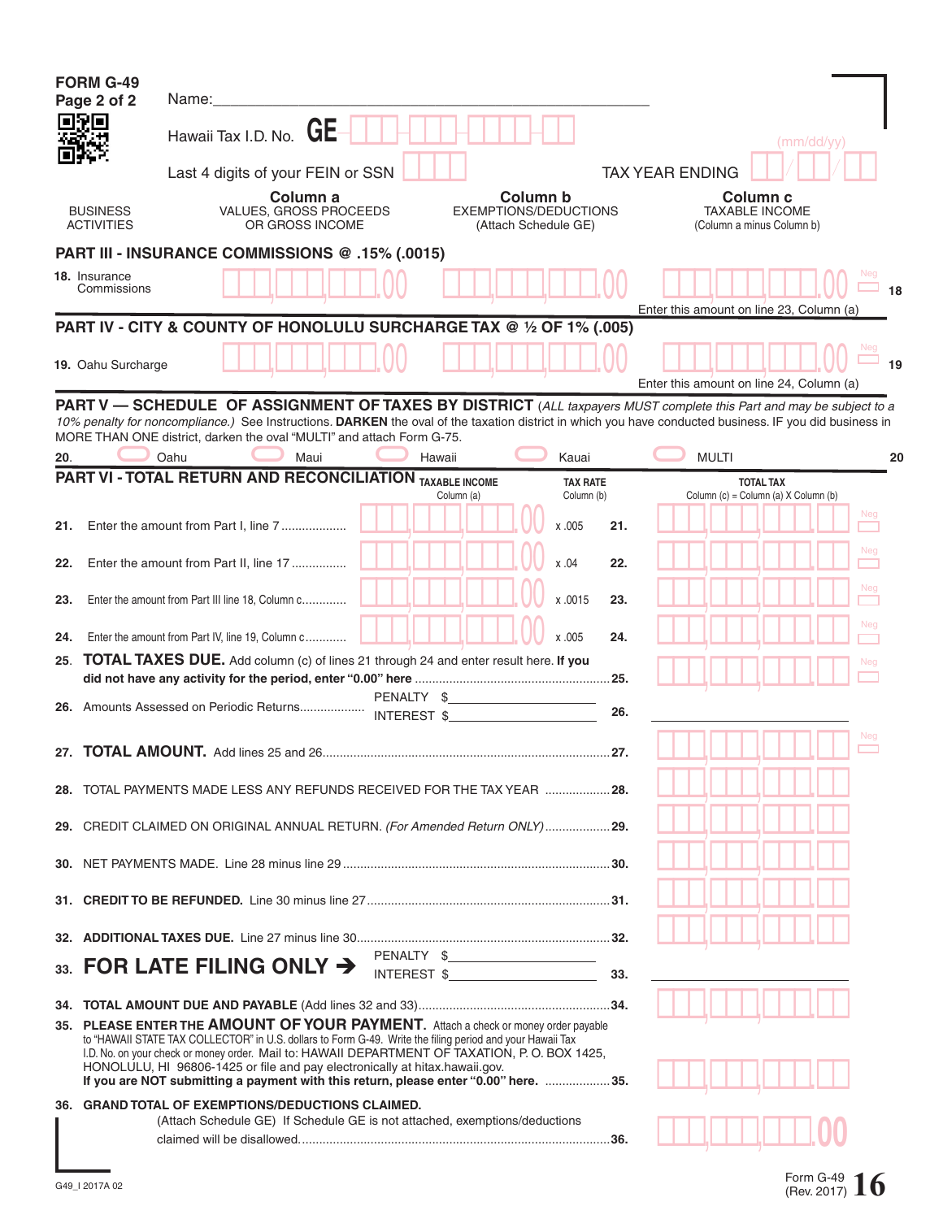**FORM G-49**
**Page 2 of 2**

Name:\_\_\_\_\_\_\_\_\_\_\_\_\_\_\_\_\_\_\_\_\_\_\_\_\_\_\_\_\_\_\_\_\_\_\_\_\_\_\_\_

Hawaii Tax I.D. No. **GE**

Last 4 digits of your FEIN or SSN

TAX YEAR ENDING (mm/dd/yy)

| BUSINESS ACTIVITIES | **Column a** VALUES, GROSS PROCEEDS OR GROSS INCOME | **Column b** EXEMPTIONS/DEDUCTIONS (Attach Schedule GE) | **Column c** TAXABLE INCOME (Column a minus Column b) | |
|---|---|---|---|---|
| **PART III - INSURANCE COMMISSIONS @ .15% (.0015)** | | | | |
| **18.** Insurance Commissions | .00 | .00 | .00 Neg — Enter this amount on line 23, Column (a) | 18 |
| **PART IV - CITY & COUNTY OF HONOLULU SURCHARGE TAX @ ½ OF 1% (.005)** | | | | |
| **19.** Oahu Surcharge | .00 | .00 | .00 Neg — Enter this amount on line 24, Column (a) | 19 |

## PART V — SCHEDULE OF ASSIGNMENT OF TAXES BY DISTRICT

(*ALL taxpayers MUST complete this Part and may be subject to a 10% penalty for noncompliance.*) See Instructions. **DARKEN** the oval of the taxation district in which you have conducted business. IF you did business in MORE THAN ONE district, darken the oval "MULTI" and attach Form G-75.

**20.** ⬭ Oahu ⬭ Maui ⬭ Hawaii ⬭ Kauai ⬭ MULTI **20**

## PART VI - TOTAL RETURN AND RECONCILIATION

| | TAXABLE INCOME Column (a) | TAX RATE Column (b) | | TOTAL TAX Column (c) = Column (a) X Column (b) |
|---|---|---|---|---|
| **21.** Enter the amount from Part I, line 7 | .00 | x .005 | **21.** | Neg |
| **22.** Enter the amount from Part II, line 17 | .00 | x .04 | **22.** | Neg |
| **23.** Enter the amount from Part III line 18, Column c | .00 | x .0015 | **23.** | Neg |
| **24.** Enter the amount from Part IV, line 19, Column c | .00 | x .005 | **24.** | Neg |

**25. TOTAL TAXES DUE.** Add column (c) of lines 21 through 24 and enter result here. **If you did not have any activity for the period, enter "0.00" here** ........ **25.** Neg

**26.** Amounts Assessed on Periodic Returns.......... PENALTY $\_\_\_\_\_\_\_\_ INTEREST $\_\_\_\_\_\_\_\_ **26.**

**27. TOTAL AMOUNT.** Add lines 25 and 26........ **27.** Neg

**28.** TOTAL PAYMENTS MADE LESS ANY REFUNDS RECEIVED FOR THE TAX YEAR ........ **28.**

**29.** CREDIT CLAIMED ON ORIGINAL ANNUAL RETURN. *(For Amended Return ONLY)*........ **29.**

**30.** NET PAYMENTS MADE. Line 28 minus line 29........ **30.**

**31. CREDIT TO BE REFUNDED.** Line 30 minus line 27........ **31.**

**32. ADDITIONAL TAXES DUE.** Line 27 minus line 30........ **32.**

**33. FOR LATE FILING ONLY ➔** PENALTY $\_\_\_\_\_\_\_\_ INTEREST $\_\_\_\_\_\_\_\_ **33.**

**34. TOTAL AMOUNT DUE AND PAYABLE** (Add lines 32 and 33)........ **34.**

**35. PLEASE ENTER THE AMOUNT OF YOUR PAYMENT.** Attach a check or money order payable to "HAWAII STATE TAX COLLECTOR" in U.S. dollars to Form G-49. Write the filing period and your Hawaii Tax I.D. No. on your check or money order. Mail to: HAWAII DEPARTMENT OF TAXATION, P. O. BOX 1425, HONOLULU, HI 96806-1425 or file and pay electronically at hitax.hawaii.gov.
**If you are NOT submitting a payment with this return, please enter "0.00" here.** ........ **35.**

**36. GRAND TOTAL OF EXEMPTIONS/DEDUCTIONS CLAIMED.**
(Attach Schedule GE) If Schedule GE is not attached, exemptions/deductions claimed will be disallowed........ **36.** .00

G49_I 2017A 02

Form G-49 (Rev. 2017)